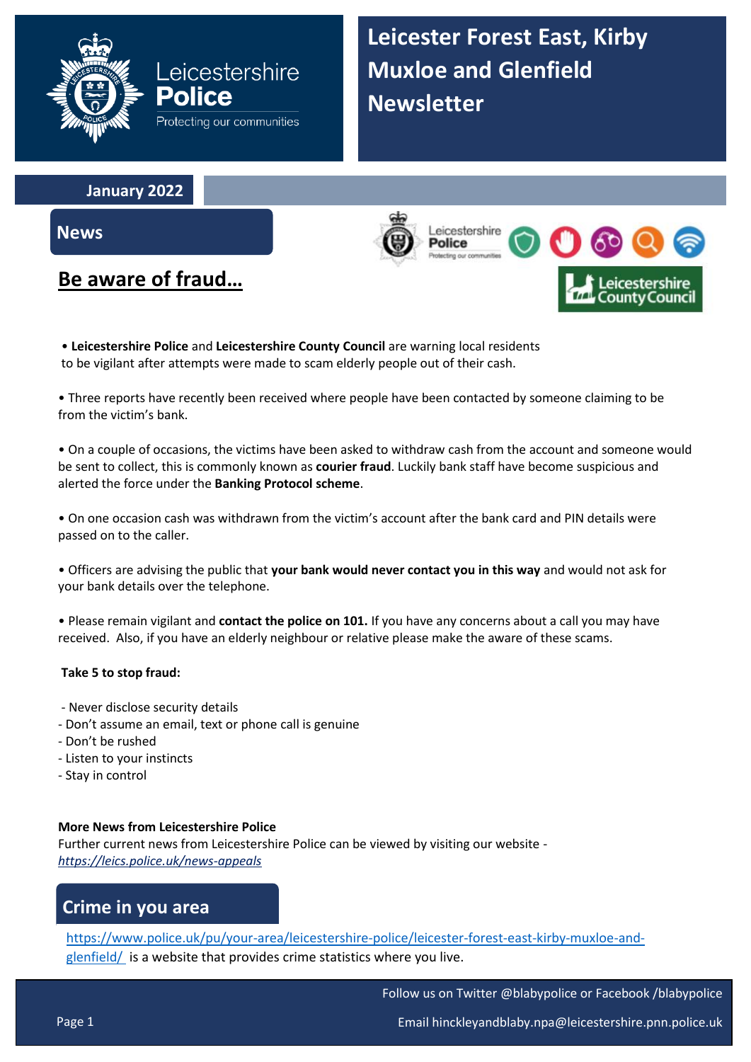Leicestershire **Police**
Protecting our communities

# Leicester Forest East, Kirby Muxloe and Glenfield Newsletter

**January 2022**

## News

### Be aware of fraud…

• **Leicestershire Police** and **Leicestershire County Council** are warning local residents to be vigilant after attempts were made to scam elderly people out of their cash.

• Three reports have recently been received where people have been contacted by someone claiming to be from the victim's bank.

• On a couple of occasions, the victims have been asked to withdraw cash from the account and someone would be sent to collect, this is commonly known as **courier fraud**. Luckily bank staff have become suspicious and alerted the force under the **Banking Protocol scheme**.

• On one occasion cash was withdrawn from the victim's account after the bank card and PIN details were passed on to the caller.

• Officers are advising the public that **your bank would never contact you in this way** and would not ask for your bank details over the telephone.

• Please remain vigilant and **contact the police on 101.** If you have any concerns about a call you may have received. Also, if you have an elderly neighbour or relative please make the aware of these scams.

**Take 5 to stop fraud:**

- Never disclose security details
- Don't assume an email, text or phone call is genuine
- Don't be rushed
- Listen to your instincts
- Stay in control

**More News from Leicestershire Police**
Further current news from Leicestershire Police can be viewed by visiting our website - *https://leics.police.uk/news-appeals*

## Crime in you area

https://www.police.uk/pu/your-area/leicestershire-police/leicester-forest-east-kirby-muxloe-and-glenfield/ is a website that provides crime statistics where you live.

Follow us on Twitter @blabypolice or Facebook /blabypolice

Email hinckleyandblaby.npa@leicestershire.pnn.police.uk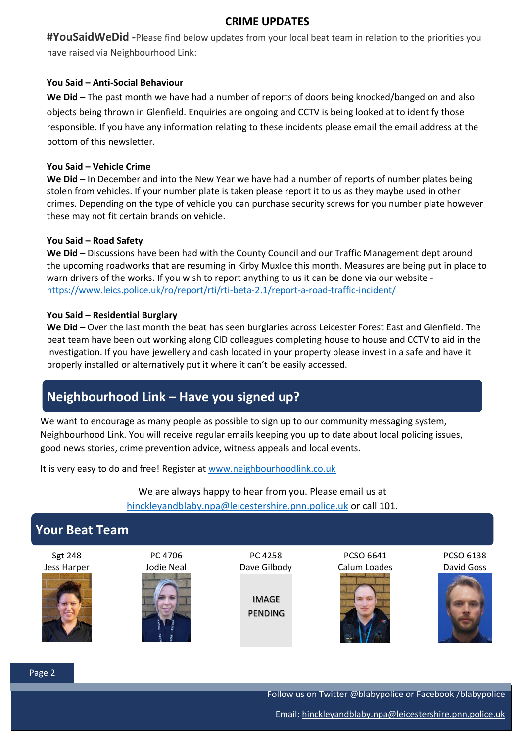# CRIME UPDATES

**#YouSaidWeDid -** Please find below updates from your local beat team in relation to the priorities you have raised via Neighbourhood Link:

**You Said – Anti-Social Behaviour**

**We Did –** The past month we have had a number of reports of doors being knocked/banged on and also objects being thrown in Glenfield. Enquiries are ongoing and CCTV is being looked at to identify those responsible. If you have any information relating to these incidents please email the email address at the bottom of this newsletter.

**You Said – Vehicle Crime**

**We Did –** In December and into the New Year we have had a number of reports of number plates being stolen from vehicles. If your number plate is taken please report it to us as they maybe used in other crimes. Depending on the type of vehicle you can purchase security screws for you number plate however these may not fit certain brands on vehicle.

**You Said – Road Safety**

**We Did –** Discussions have been had with the County Council and our Traffic Management dept around the upcoming roadworks that are resuming in Kirby Muxloe this month. Measures are being put in place to warn drivers of the works. If you wish to report anything to us it can be done via our website - https://www.leics.police.uk/ro/report/rti/rti-beta-2.1/report-a-road-traffic-incident/

**You Said – Residential Burglary**

**We Did –** Over the last month the beat has seen burglaries across Leicester Forest East and Glenfield. The beat team have been out working along CID colleagues completing house to house and CCTV to aid in the investigation. If you have jewellery and cash located in your property please invest in a safe and have it properly installed or alternatively put it where it can't be easily accessed.

## Neighbourhood Link – Have you signed up?

We want to encourage as many people as possible to sign up to our community messaging system, Neighbourhood Link. You will receive regular emails keeping you up to date about local policing issues, good news stories, crime prevention advice, witness appeals and local events.

It is very easy to do and free! Register at www.neighbourhoodlink.co.uk

We are always happy to hear from you. Please email us at hinckleyandblaby.npa@leicestershire.pnn.police.uk or call 101.

## Your Beat Team

Sgt 248 Jess Harper

PC 4706 Jodie Neal

PC 4258 Dave Gilbody

IMAGE PENDING

PCSO 6641 Calum Loades

PCSO 6138 David Goss

Follow us on Twitter @blabypolice or Facebook /blabypolice

Email: hinckleyandblaby.npa@leicestershire.pnn.police.uk